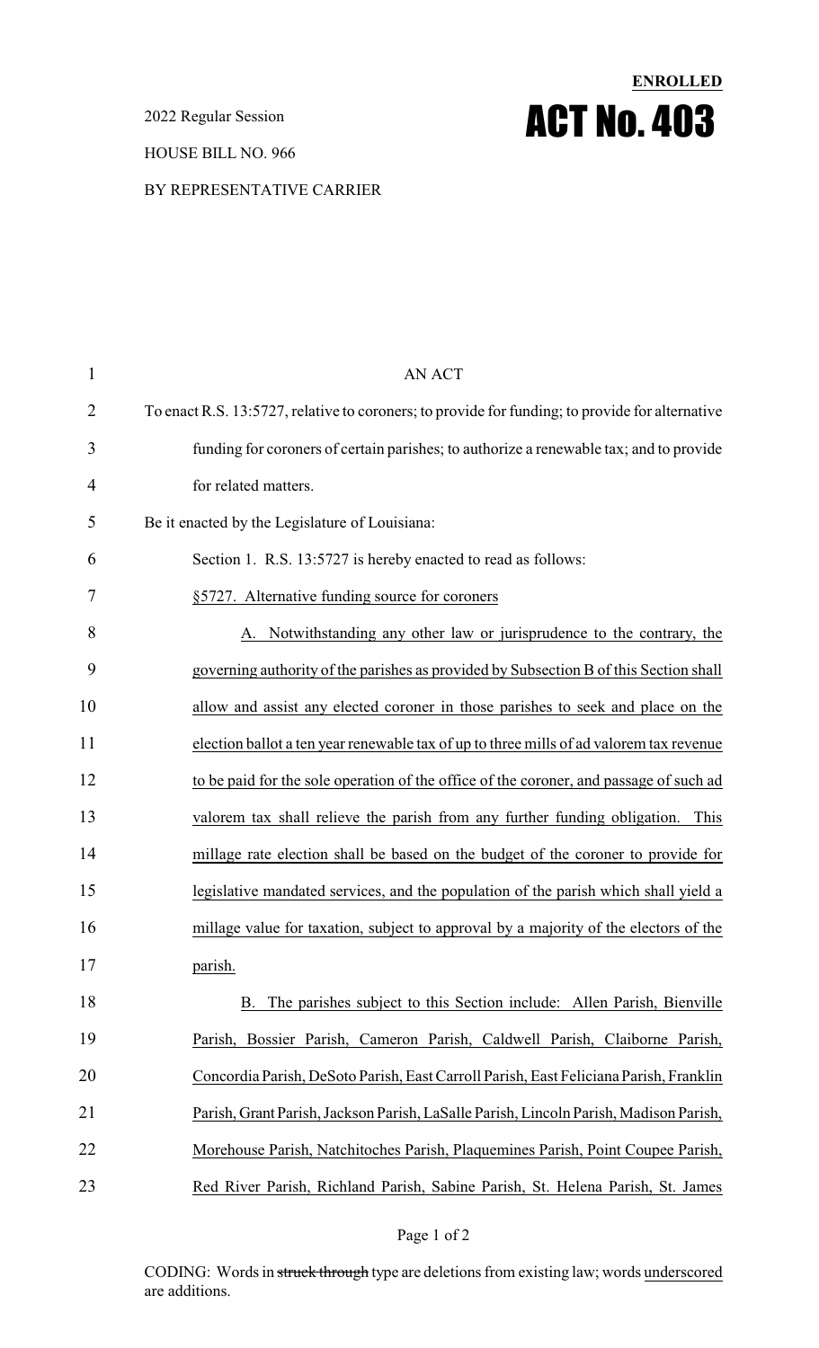**ENROLLED**

2022 Regular Session

# ACT No. 403

HOUSE BILL NO. 966

BY REPRESENTATIVE CARRIER

AN ACT

To enact R.S. 13:5727, relative to coroners; to provide for funding; to provide for alternative funding for coroners of certain parishes; to authorize a renewable tax; and to provide for related matters.

Be it enacted by the Legislature of Louisiana:

Section 1. R.S. 13:5727 is hereby enacted to read as follows:

§5727. Alternative funding source for coroners

A. Notwithstanding any other law or jurisprudence to the contrary, the governing authority of the parishes as provided by Subsection B of this Section shall allow and assist any elected coroner in those parishes to seek and place on the election ballot a ten year renewable tax of up to three mills of ad valorem tax revenue to be paid for the sole operation of the office of the coroner, and passage of such ad valorem tax shall relieve the parish from any further funding obligation. This millage rate election shall be based on the budget of the coroner to provide for legislative mandated services, and the population of the parish which shall yield a millage value for taxation, subject to approval by a majority of the electors of the parish.

B. The parishes subject to this Section include: Allen Parish, Bienville Parish, Bossier Parish, Cameron Parish, Caldwell Parish, Claiborne Parish, Concordia Parish, DeSoto Parish, East Carroll Parish, East Feliciana Parish, Franklin Parish, Grant Parish, Jackson Parish, LaSalle Parish, Lincoln Parish, Madison Parish, Morehouse Parish, Natchitoches Parish, Plaquemines Parish, Point Coupee Parish, Red River Parish, Richland Parish, Sabine Parish, St. Helena Parish, St. James

CODING: Words in ~~struck through~~ type are deletions from existing law; words underscored are additions.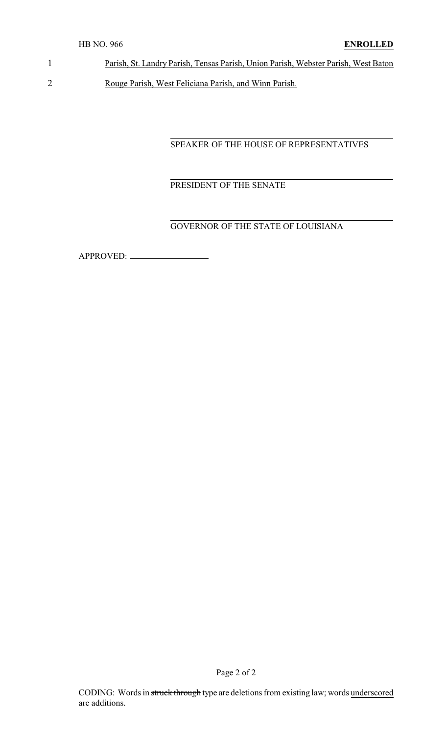Parish, St. Landry Parish, Tensas Parish, Union Parish, Webster Parish, West Baton Rouge Parish, West Feliciana Parish, and Winn Parish.

SPEAKER OF THE HOUSE OF REPRESENTATIVES

PRESIDENT OF THE SENATE

GOVERNOR OF THE STATE OF LOUISIANA

APPROVED: \_\_\_\_\_\_\_\_\_\_\_\_\_\_\_\_\_\_

CODING: Words in ~~struck through~~ type are deletions from existing law; words underscored are additions.